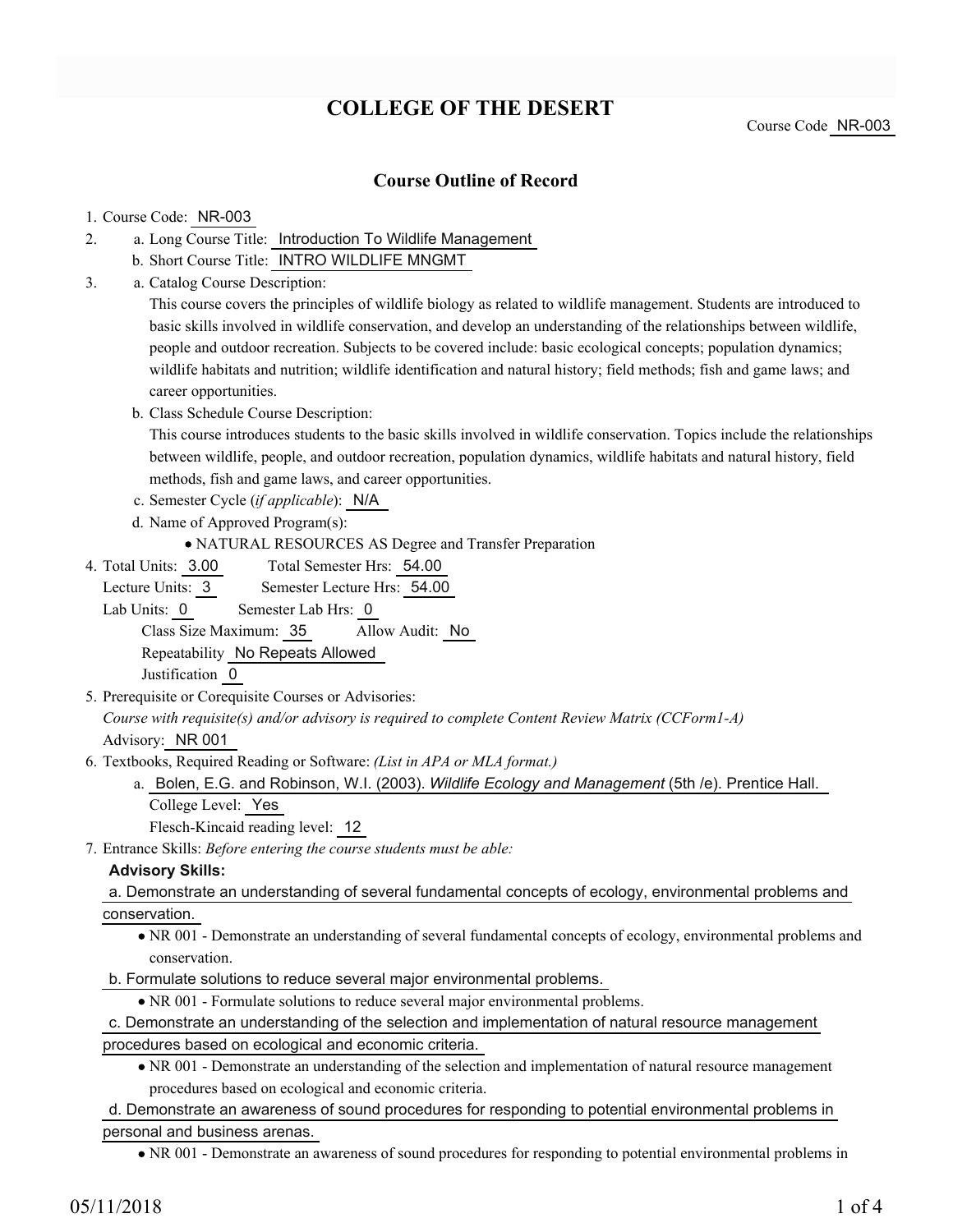# COLLEGE OF THE DESERT

Course Code NR-003

## Course Outline of Record

1. Course Code: NR-003
2. a. Long Course Title: Introduction To Wildlife Management
   b. Short Course Title: INTRO WILDLIFE MNGMT
3. a. Catalog Course Description:
   This course covers the principles of wildlife biology as related to wildlife management. Students are introduced to basic skills involved in wildlife conservation, and develop an understanding of the relationships between wildlife, people and outdoor recreation. Subjects to be covered include: basic ecological concepts; population dynamics; wildlife habitats and nutrition; wildlife identification and natural history; field methods; fish and game laws; and career opportunities.
   b. Class Schedule Course Description:
   This course introduces students to the basic skills involved in wildlife conservation. Topics include the relationships between wildlife, people, and outdoor recreation, population dynamics, wildlife habitats and natural history, field methods, fish and game laws, and career opportunities.
   c. Semester Cycle (*if applicable*): N/A
   d. Name of Approved Program(s):
      - NATURAL RESOURCES AS Degree and Transfer Preparation
4. Total Units: 3.00 Total Semester Hrs: 54.00
   Lecture Units: 3 Semester Lecture Hrs: 54.00
   Lab Units: 0 Semester Lab Hrs: 0
   Class Size Maximum: 35 Allow Audit: No
   Repeatability No Repeats Allowed
   Justification 0
5. Prerequisite or Corequisite Courses or Advisories:
   *Course with requisite(s) and/or advisory is required to complete Content Review Matrix (CCForm1-A)*
   Advisory: NR 001
6. Textbooks, Required Reading or Software: *(List in APA or MLA format.)*
   a. Bolen, E.G. and Robinson, W.I. (2003). *Wildlife Ecology and Management* (5th /e). Prentice Hall.
      College Level: Yes
      Flesch-Kincaid reading level: 12
7. Entrance Skills: *Before entering the course students must be able:*

   **Advisory Skills:**

   a. Demonstrate an understanding of several fundamental concepts of ecology, environmental problems and conservation.
      - NR 001 - Demonstrate an understanding of several fundamental concepts of ecology, environmental problems and conservation.

   b. Formulate solutions to reduce several major environmental problems.
      - NR 001 - Formulate solutions to reduce several major environmental problems.

   c. Demonstrate an understanding of the selection and implementation of natural resource management procedures based on ecological and economic criteria.
      - NR 001 - Demonstrate an understanding of the selection and implementation of natural resource management procedures based on ecological and economic criteria.

   d. Demonstrate an awareness of sound procedures for responding to potential environmental problems in personal and business arenas.
      - NR 001 - Demonstrate an awareness of sound procedures for responding to potential environmental problems in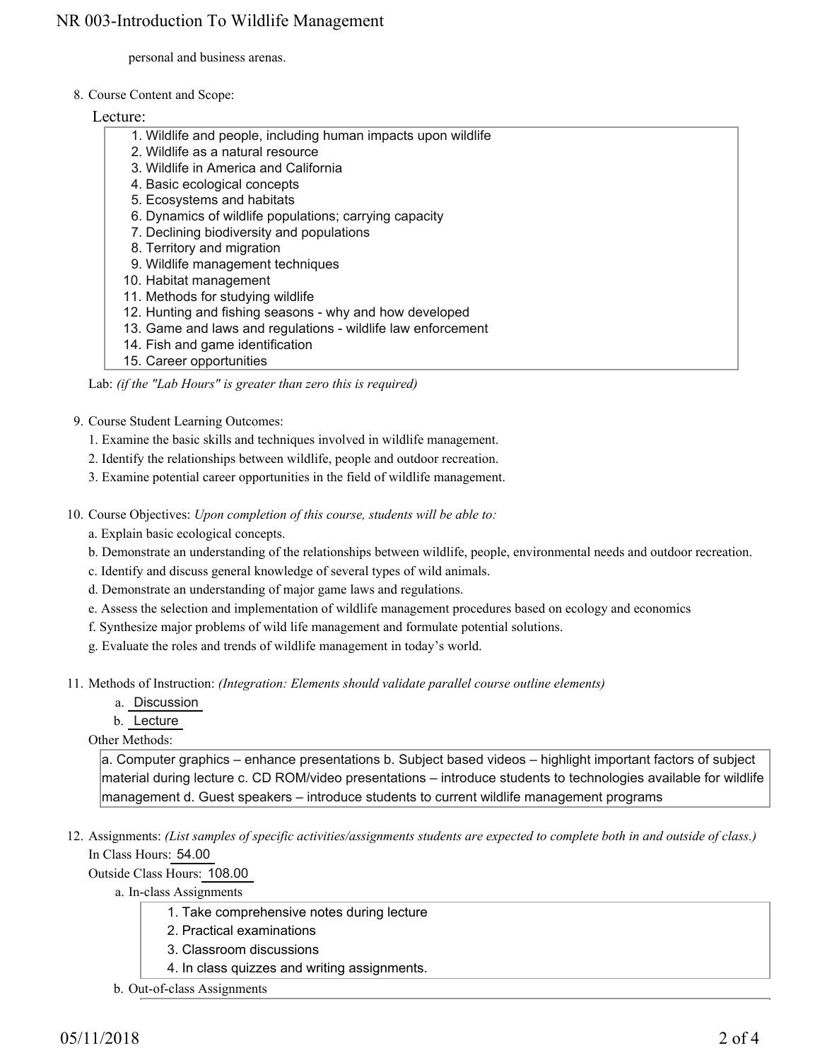personal and business arenas.

8. Course Content and Scope:

Lecture:

1. Wildlife and people, including human impacts upon wildlife
2. Wildlife as a natural resource
3. Wildlife in America and California
4. Basic ecological concepts
5. Ecosystems and habitats
6. Dynamics of wildlife populations; carrying capacity
7. Declining biodiversity and populations
8. Territory and migration
9. Wildlife management techniques
10. Habitat management
11. Methods for studying wildlife
12. Hunting and fishing seasons - why and how developed
13. Game and laws and regulations - wildlife law enforcement
14. Fish and game identification
15. Career opportunities

Lab: *(if the "Lab Hours" is greater than zero this is required)*

9. Course Student Learning Outcomes:
   1. Examine the basic skills and techniques involved in wildlife management.
   2. Identify the relationships between wildlife, people and outdoor recreation.
   3. Examine potential career opportunities in the field of wildlife management.

10. Course Objectives: *Upon completion of this course, students will be able to:*
    a. Explain basic ecological concepts.
    b. Demonstrate an understanding of the relationships between wildlife, people, environmental needs and outdoor recreation.
    c. Identify and discuss general knowledge of several types of wild animals.
    d. Demonstrate an understanding of major game laws and regulations.
    e. Assess the selection and implementation of wildlife management procedures based on ecology and economics
    f. Synthesize major problems of wild life management and formulate potential solutions.
    g. Evaluate the roles and trends of wildlife management in today's world.

11. Methods of Instruction: *(Integration: Elements should validate parallel course outline elements)*
    a. Discussion
    b. Lecture

    Other Methods:

    a. Computer graphics – enhance presentations b. Subject based videos – highlight important factors of subject material during lecture c. CD ROM/video presentations – introduce students to technologies available for wildlife management d. Guest speakers – introduce students to current wildlife management programs

12. Assignments: *(List samples of specific activities/assignments students are expected to complete both in and outside of class.)*

    In Class Hours: 54.00

    Outside Class Hours: 108.00

    a. In-class Assignments
       1. Take comprehensive notes during lecture
       2. Practical examinations
       3. Classroom discussions
       4. In class quizzes and writing assignments.

    b. Out-of-class Assignments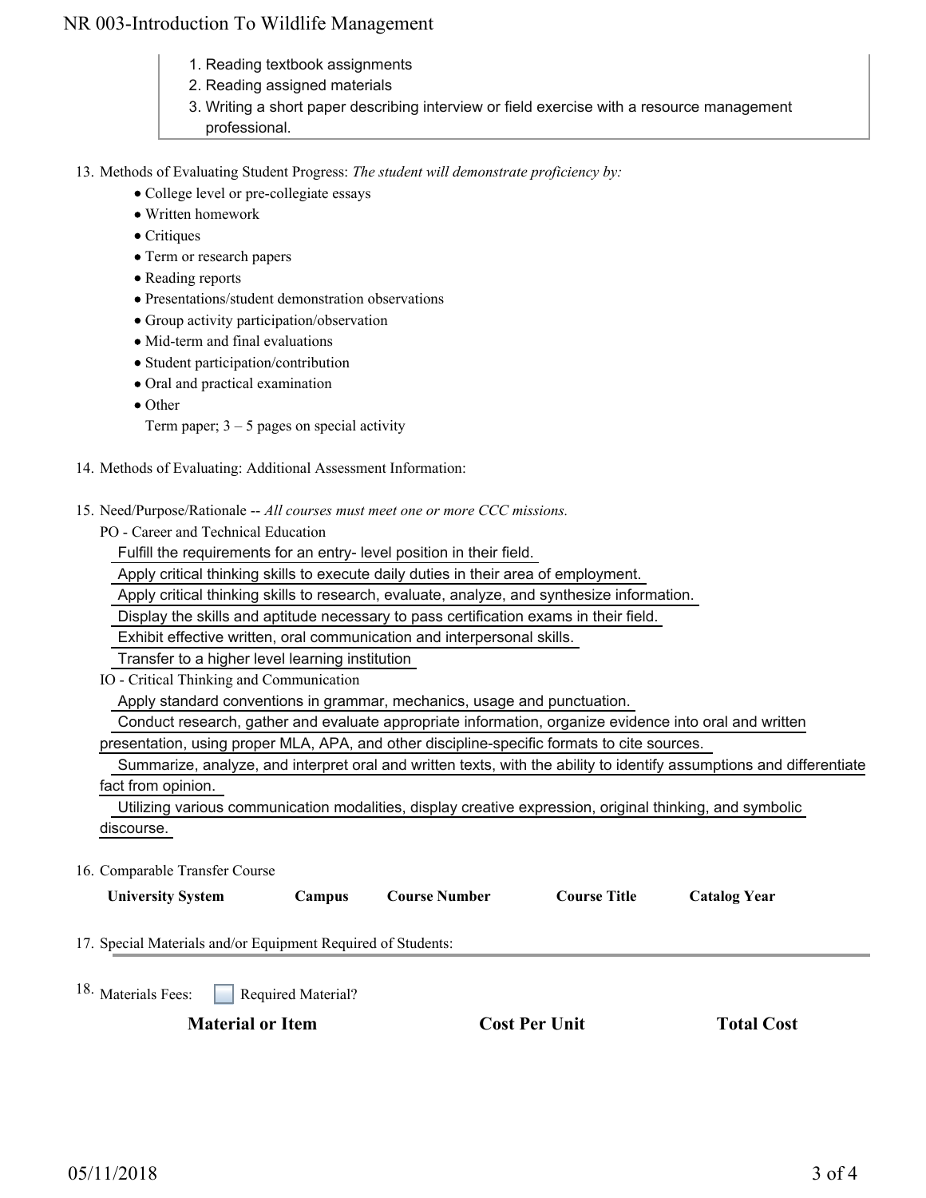1. Reading textbook assignments
2. Reading assigned materials
3. Writing a short paper describing interview or field exercise with a resource management professional.

13. Methods of Evaluating Student Progress: *The student will demonstrate proficiency by:*
    - College level or pre-collegiate essays
    - Written homework
    - Critiques
    - Term or research papers
    - Reading reports
    - Presentations/student demonstration observations
    - Group activity participation/observation
    - Mid-term and final evaluations
    - Student participation/contribution
    - Oral and practical examination
    - Other

      Term paper; 3 – 5 pages on special activity

14. Methods of Evaluating: Additional Assessment Information:

15. Need/Purpose/Rationale -- *All courses must meet one or more CCC missions.*

    PO - Career and Technical Education

    Fulfill the requirements for an entry- level position in their field.

    Apply critical thinking skills to execute daily duties in their area of employment.

    Apply critical thinking skills to research, evaluate, analyze, and synthesize information.

    Display the skills and aptitude necessary to pass certification exams in their field.

    Exhibit effective written, oral communication and interpersonal skills.

    Transfer to a higher level learning institution

    IO - Critical Thinking and Communication

    Apply standard conventions in grammar, mechanics, usage and punctuation.

    Conduct research, gather and evaluate appropriate information, organize evidence into oral and written presentation, using proper MLA, APA, and other discipline-specific formats to cite sources.

    Summarize, analyze, and interpret oral and written texts, with the ability to identify assumptions and differentiate fact from opinion.

    Utilizing various communication modalities, display creative expression, original thinking, and symbolic discourse.

16. Comparable Transfer Course

| University System | Campus | Course Number | Course Title | Catalog Year |
|---|---|---|---|---|

17. Special Materials and/or Equipment Required of Students:

18. Materials Fees: ☐ Required Material?

| Material or Item | Cost Per Unit | Total Cost |
|---|---|---|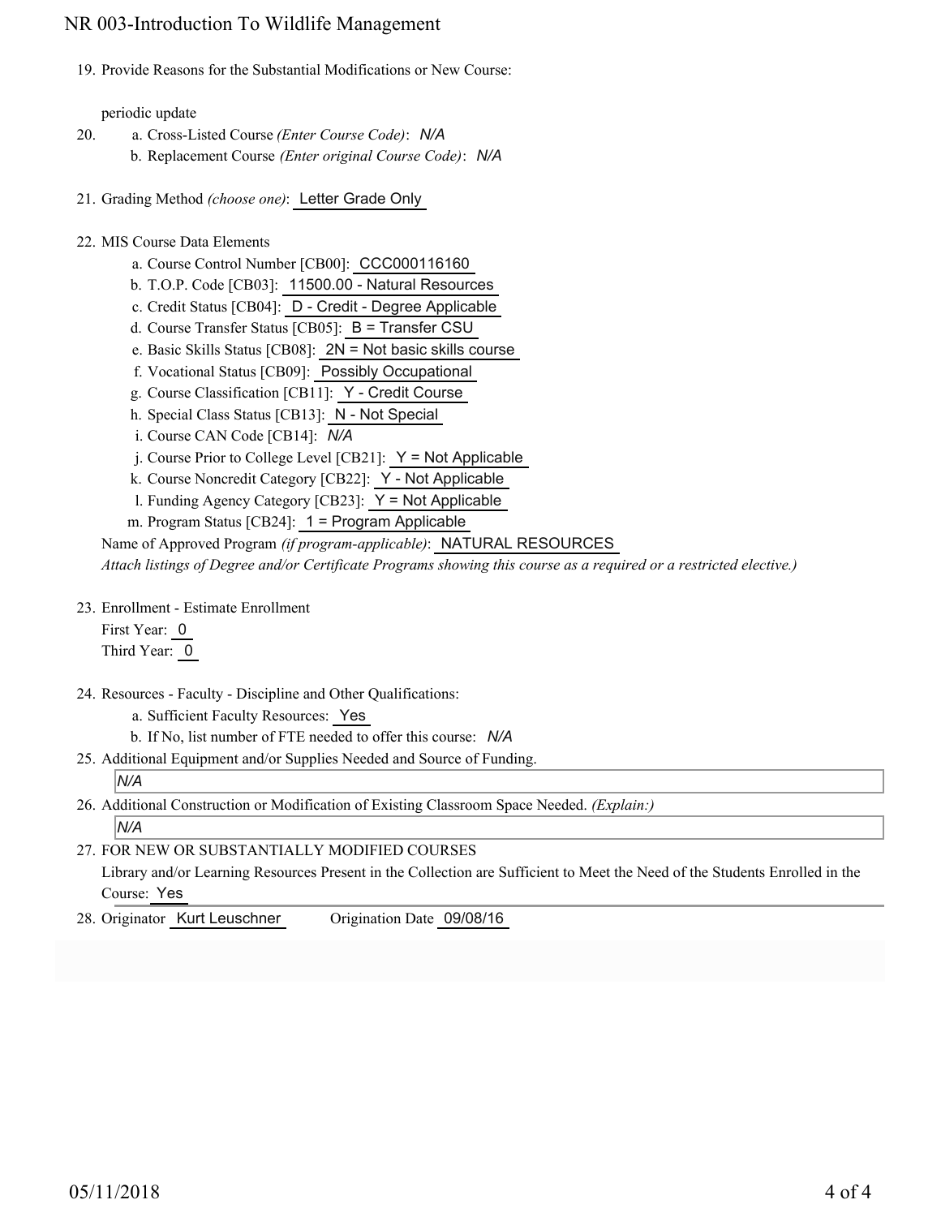19. Provide Reasons for the Substantial Modifications or New Course:

    periodic update

20. a. Cross-Listed Course *(Enter Course Code)*: *N/A*
    b. Replacement Course *(Enter original Course Code)*: *N/A*

21. Grading Method *(choose one)*: Letter Grade Only

22. MIS Course Data Elements
    a. Course Control Number [CB00]: CCC000116160
    b. T.O.P. Code [CB03]: 11500.00 - Natural Resources
    c. Credit Status [CB04]: D - Credit - Degree Applicable
    d. Course Transfer Status [CB05]: B = Transfer CSU
    e. Basic Skills Status [CB08]: 2N = Not basic skills course
    f. Vocational Status [CB09]: Possibly Occupational
    g. Course Classification [CB11]: Y - Credit Course
    h. Special Class Status [CB13]: N - Not Special
    i. Course CAN Code [CB14]: *N/A*
    j. Course Prior to College Level [CB21]: Y = Not Applicable
    k. Course Noncredit Category [CB22]: Y - Not Applicable
    l. Funding Agency Category [CB23]: Y = Not Applicable
    m. Program Status [CB24]: 1 = Program Applicable

    Name of Approved Program *(if program-applicable)*: NATURAL RESOURCES

    *Attach listings of Degree and/or Certificate Programs showing this course as a required or a restricted elective.)*

23. Enrollment - Estimate Enrollment
    First Year: 0
    Third Year: 0

24. Resources - Faculty - Discipline and Other Qualifications:
    a. Sufficient Faculty Resources: Yes
    b. If No, list number of FTE needed to offer this course: *N/A*

25. Additional Equipment and/or Supplies Needed and Source of Funding.

    *N/A*

26. Additional Construction or Modification of Existing Classroom Space Needed. *(Explain:)*

    *N/A*

27. FOR NEW OR SUBSTANTIALLY MODIFIED COURSES
    Library and/or Learning Resources Present in the Collection are Sufficient to Meet the Need of the Students Enrolled in the Course: Yes

28. Originator Kurt Leuschner Origination Date 09/08/16